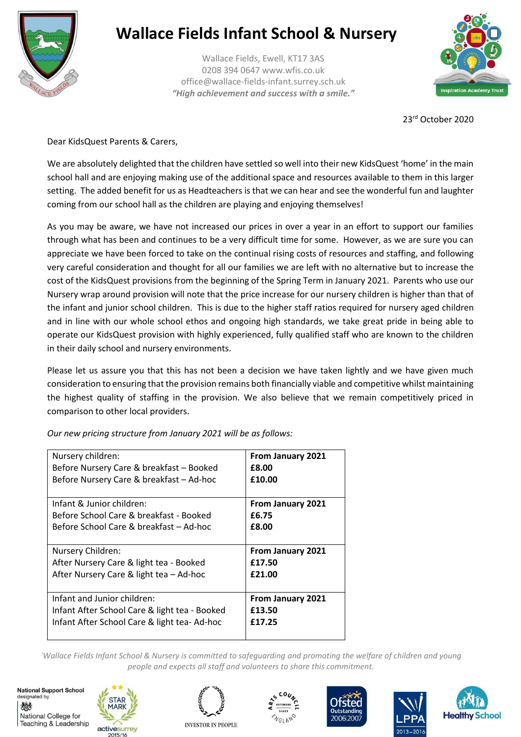# Wallace Fields Infant School & Nursery

Wallace Fields, Ewell, KT17 3AS
0208 394 0647 www.wfis.co.uk
office@wallace-fields-infant.surrey.sch.uk
***"High achievement and success with a smile."***

23rd October 2020

Dear KidsQuest Parents & Carers,

We are absolutely delighted that the children have settled so well into their new KidsQuest 'home' in the main school hall and are enjoying making use of the additional space and resources available to them in this larger setting. The added benefit for us as Headteachers is that we can hear and see the wonderful fun and laughter coming from our school hall as the children are playing and enjoying themselves!

As you may be aware, we have not increased our prices in over a year in an effort to support our families through what has been and continues to be a very difficult time for some. However, as we are sure you can appreciate we have been forced to take on the continual rising costs of resources and staffing, and following very careful consideration and thought for all our families we are left with no alternative but to increase the cost of the KidsQuest provisions from the beginning of the Spring Term in January 2021. Parents who use our Nursery wrap around provision will note that the price increase for our nursery children is higher than that of the infant and junior school children. This is due to the higher staff ratios required for nursery aged children and in line with our whole school ethos and ongoing high standards, we take great pride in being able to operate our KidsQuest provision with highly experienced, fully qualified staff who are known to the children in their daily school and nursery environments.

Please let us assure you that this has not been a decision we have taken lightly and we have given much consideration to ensuring that the provision remains both financially viable and competitive whilst maintaining the highest quality of staffing in the provision. We also believe that we remain competitively priced in comparison to other local providers.

*Our new pricing structure from January 2021 will be as follows:*

| | |
|---|---|
| Nursery children: | **From January 2021** |
| Before Nursery Care & breakfast – Booked | **£8.00** |
| Before Nursery Care & breakfast – Ad-hoc | **£10.00** |
| Infant & Junior children: | **From January 2021** |
| Before School Care & breakfast - Booked | **£6.75** |
| Before School Care & breakfast – Ad-hoc | **£8.00** |
| Nursery Children: | **From January 2021** |
| After Nursery Care & light tea - Booked | **£17.50** |
| After Nursery Care & light tea – Ad-hoc | **£21.00** |
| Infant and Junior children: | **From January 2021** |
| Infant After School Care & light tea - Booked | **£13.50** |
| Infant After School Care & light tea- Ad-hoc | **£17.25** |

*`Wallace Fields Infant School & Nursery is committed to safeguarding and promoting the welfare of children and young people and expects all staff and volunteers to share this commitment.*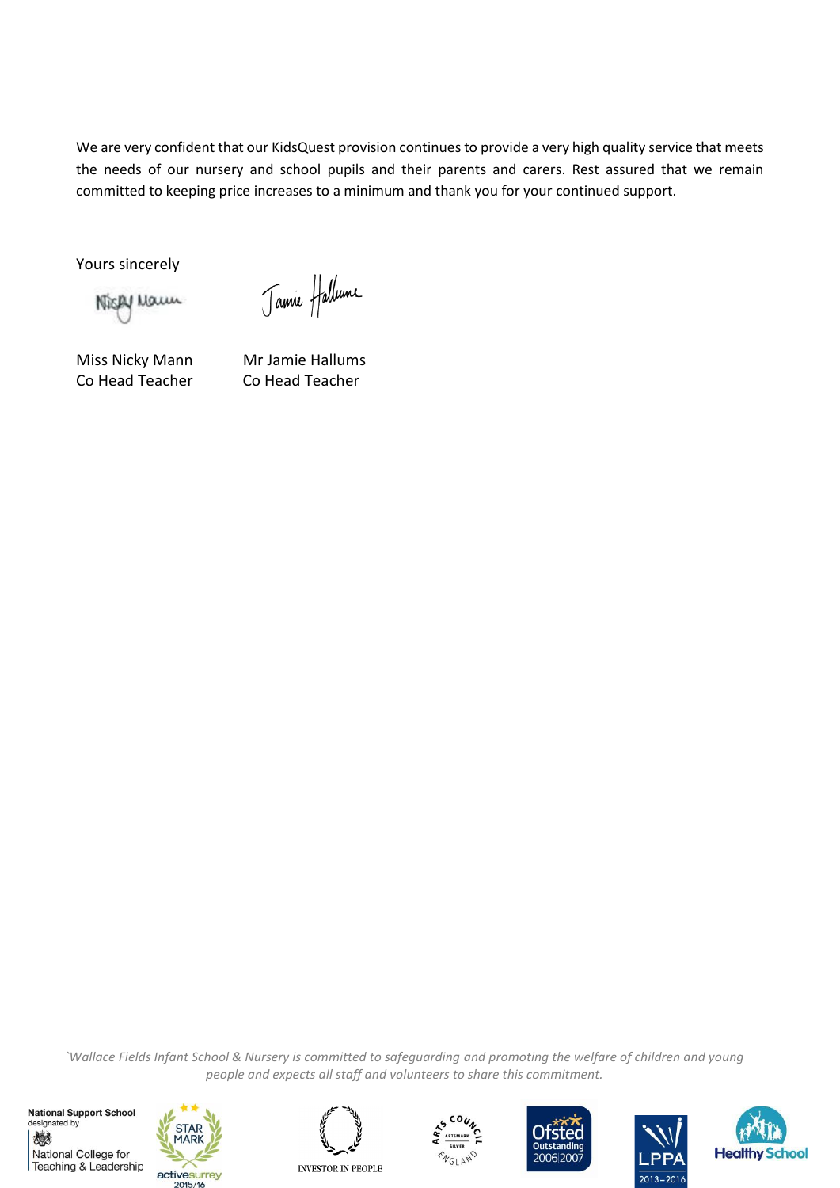We are very confident that our KidsQuest provision continues to provide a very high quality service that meets the needs of our nursery and school pupils and their parents and carers. Rest assured that we remain committed to keeping price increases to a minimum and thank you for your continued support.

Yours sincerely

Miss Nicky Mann
Co Head Teacher

Mr Jamie Hallums
Co Head Teacher

*`Wallace Fields Infant School & Nursery is committed to safeguarding and promoting the welfare of children and young people and expects all staff and volunteers to share this commitment.*